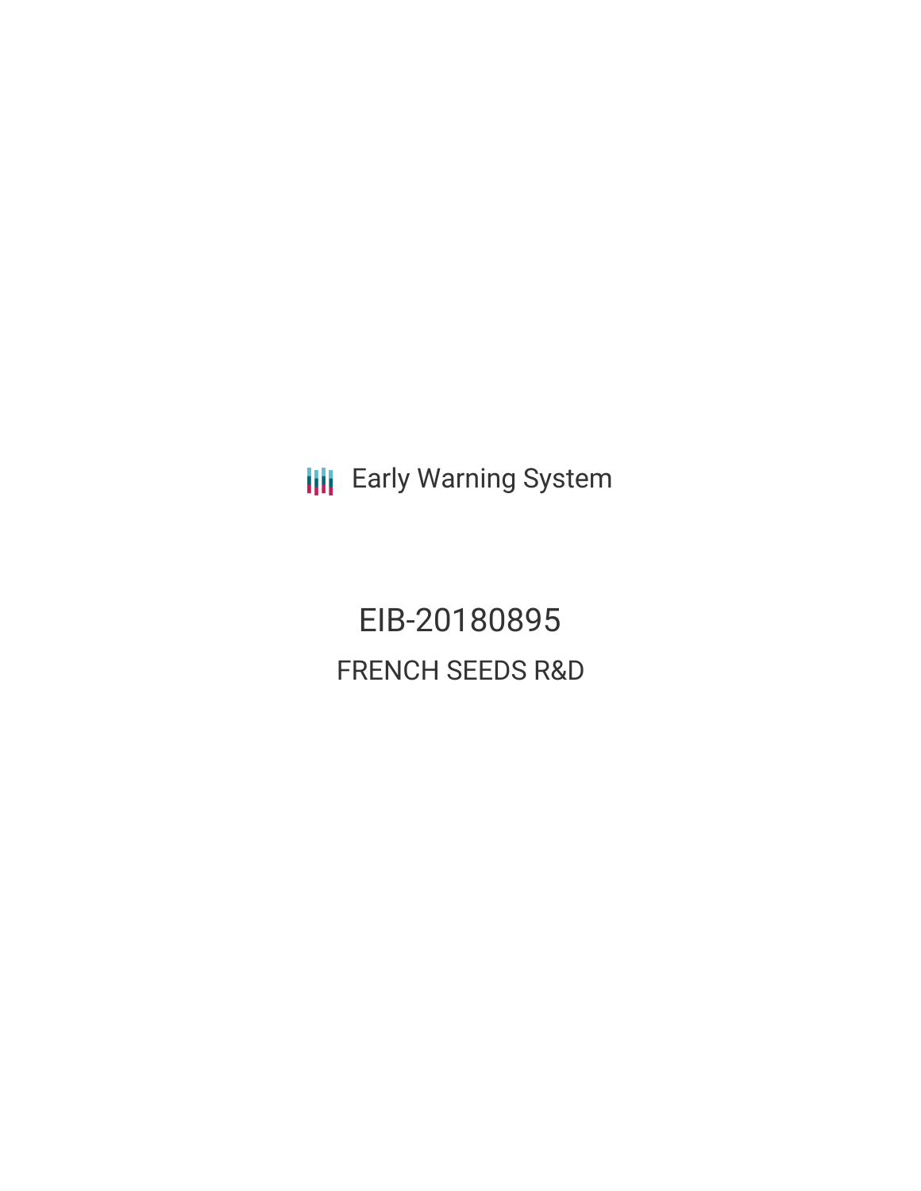Early Warning System

# EIB-20180895

## FRENCH SEEDS R&D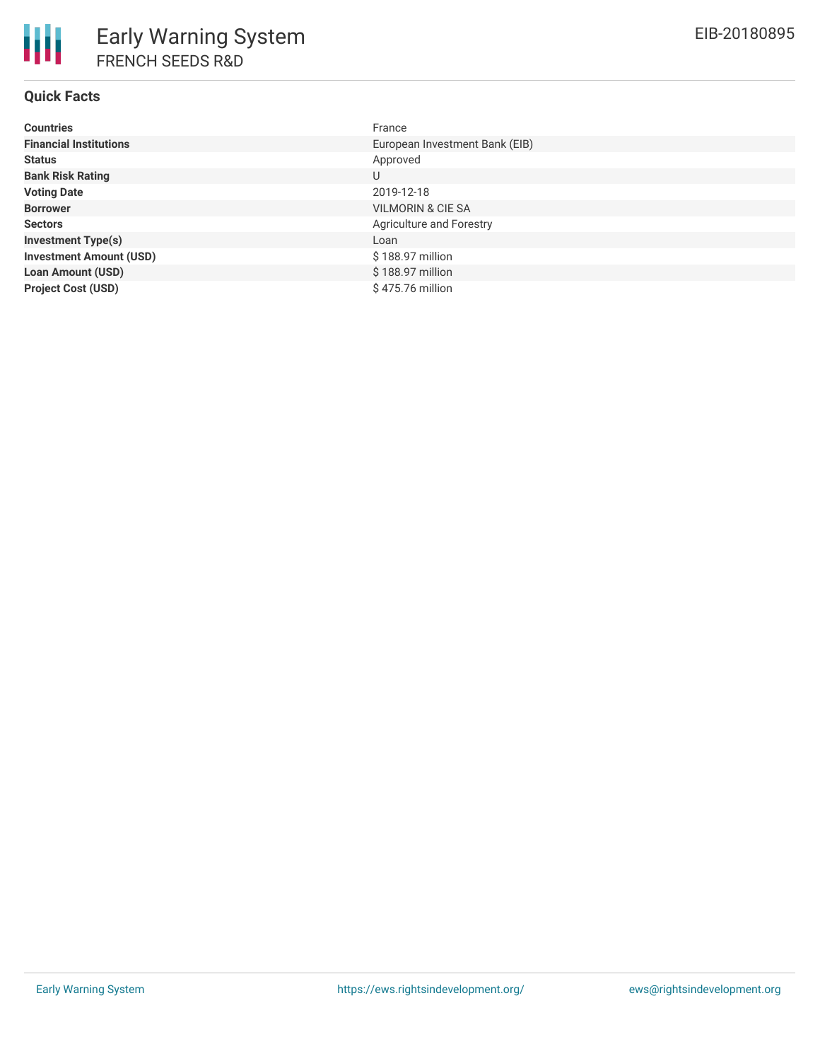# Early Warning System

## FRENCH SEEDS R&D

EIB-20180895

### Quick Facts

| | |
|---|---|
| **Countries** | France |
| **Financial Institutions** | European Investment Bank (EIB) |
| **Status** | Approved |
| **Bank Risk Rating** | U |
| **Voting Date** | 2019-12-18 |
| **Borrower** | VILMORIN & CIE SA |
| **Sectors** | Agriculture and Forestry |
| **Investment Type(s)** | Loan |
| **Investment Amount (USD)** | $ 188.97 million |
| **Loan Amount (USD)** | $ 188.97 million |
| **Project Cost (USD)** | $ 475.76 million |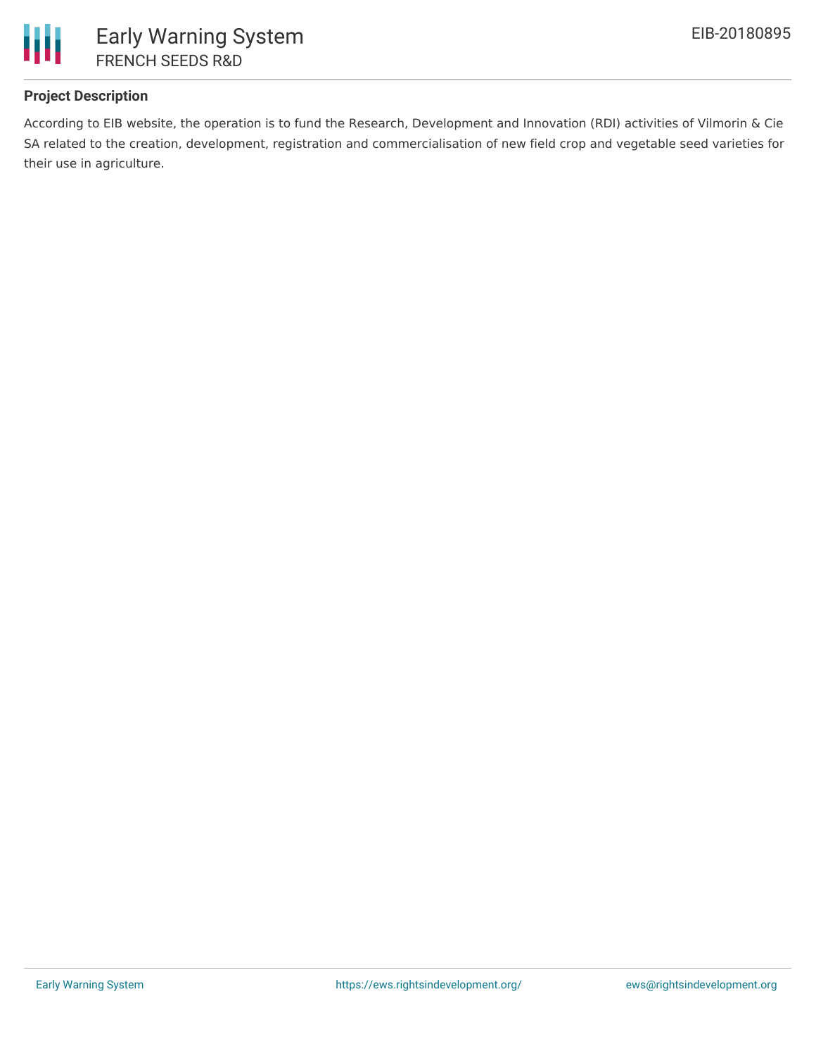## Project Description

According to EIB website, the operation is to fund the Research, Development and Innovation (RDI) activities of Vilmorin & Cie SA related to the creation, development, registration and commercialisation of new field crop and vegetable seed varieties for their use in agriculture.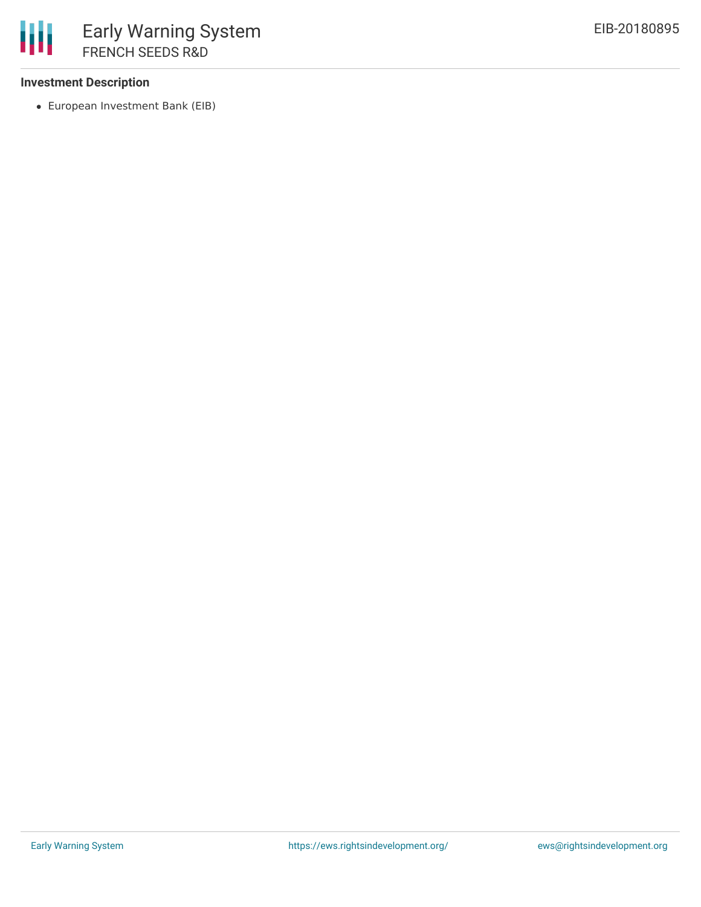### Investment Description

- European Investment Bank (EIB)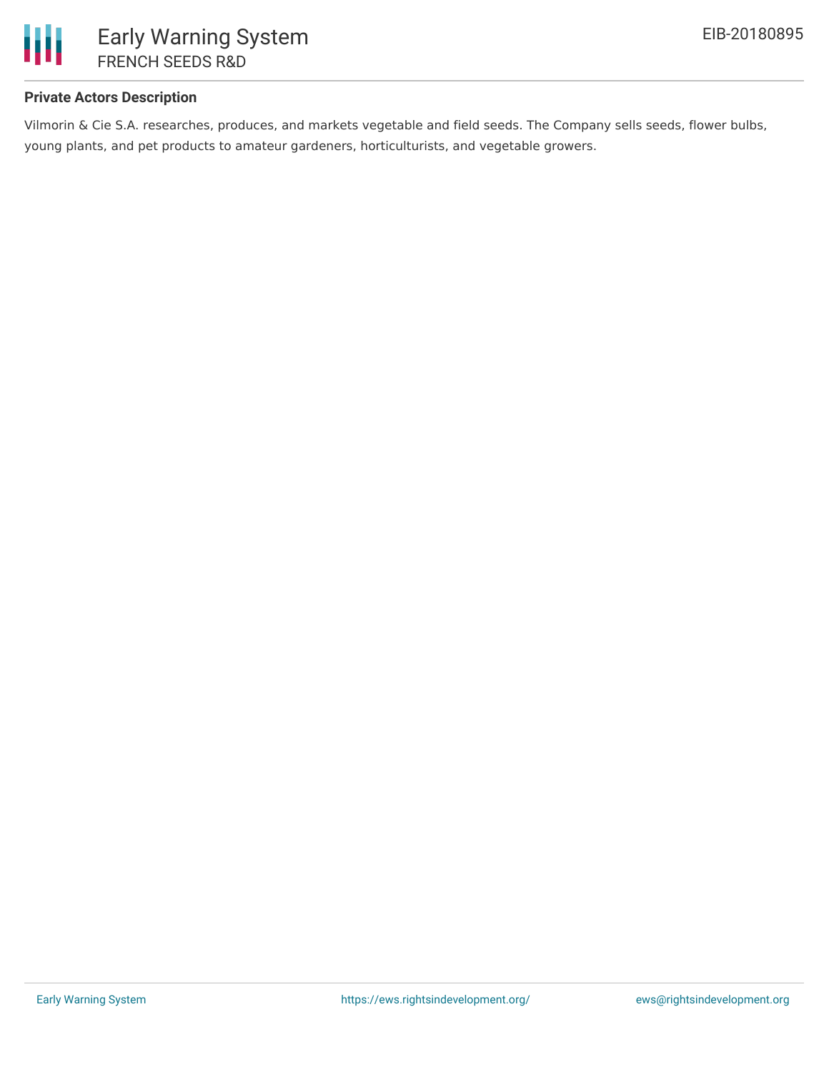**Private Actors Description**

Vilmorin & Cie S.A. researches, produces, and markets vegetable and field seeds. The Company sells seeds, flower bulbs, young plants, and pet products to amateur gardeners, horticulturists, and vegetable growers.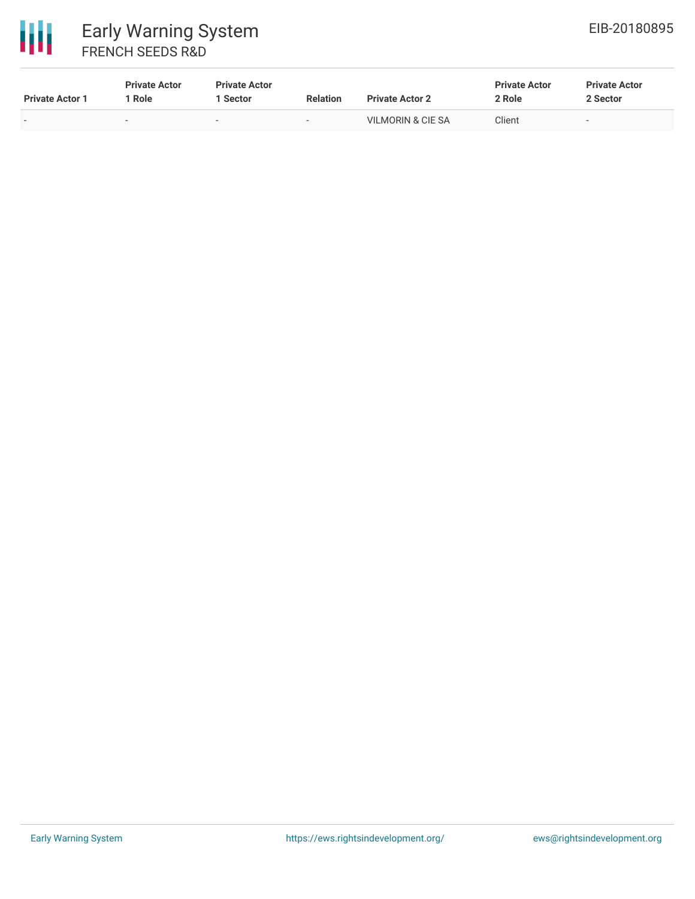| Private Actor 1 | Private Actor 1 Role | Private Actor 1 Sector | Relation | Private Actor 2 | Private Actor 2 Role | Private Actor 2 Sector |
|---|---|---|---|---|---|---|
| - | - | - | - | VILMORIN & CIE SA | Client | - |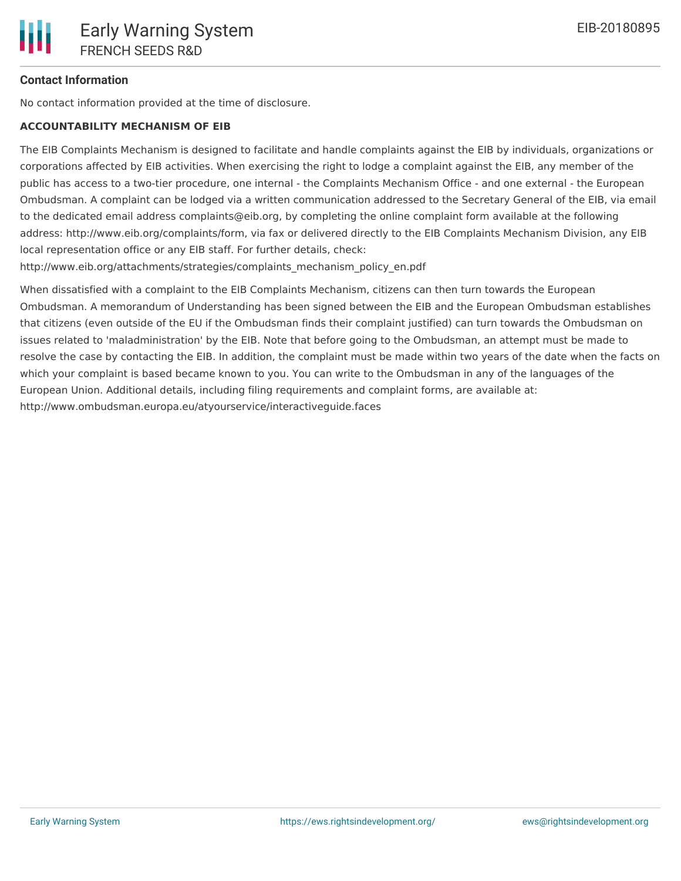**Contact Information**

No contact information provided at the time of disclosure.

**ACCOUNTABILITY MECHANISM OF EIB**

The EIB Complaints Mechanism is designed to facilitate and handle complaints against the EIB by individuals, organizations or corporations affected by EIB activities. When exercising the right to lodge a complaint against the EIB, any member of the public has access to a two-tier procedure, one internal - the Complaints Mechanism Office - and one external - the European Ombudsman. A complaint can be lodged via a written communication addressed to the Secretary General of the EIB, via email to the dedicated email address complaints@eib.org, by completing the online complaint form available at the following address: http://www.eib.org/complaints/form, via fax or delivered directly to the EIB Complaints Mechanism Division, any EIB local representation office or any EIB staff. For further details, check: http://www.eib.org/attachments/strategies/complaints_mechanism_policy_en.pdf

When dissatisfied with a complaint to the EIB Complaints Mechanism, citizens can then turn towards the European Ombudsman. A memorandum of Understanding has been signed between the EIB and the European Ombudsman establishes that citizens (even outside of the EU if the Ombudsman finds their complaint justified) can turn towards the Ombudsman on issues related to 'maladministration' by the EIB. Note that before going to the Ombudsman, an attempt must be made to resolve the case by contacting the EIB. In addition, the complaint must be made within two years of the date when the facts on which your complaint is based became known to you. You can write to the Ombudsman in any of the languages of the European Union. Additional details, including filing requirements and complaint forms, are available at: http://www.ombudsman.europa.eu/atyourservice/interactiveguide.faces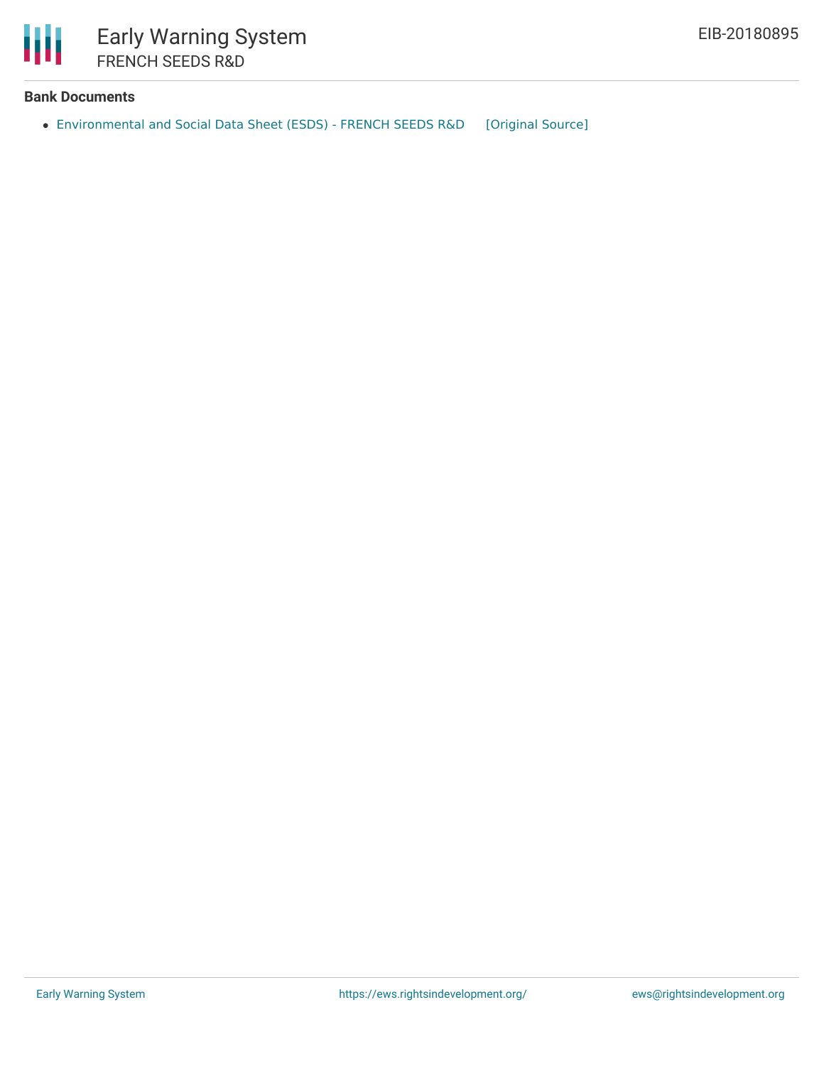**Bank Documents**

- Environmental and Social Data Sheet (ESDS) - FRENCH SEEDS R&D [Original Source]